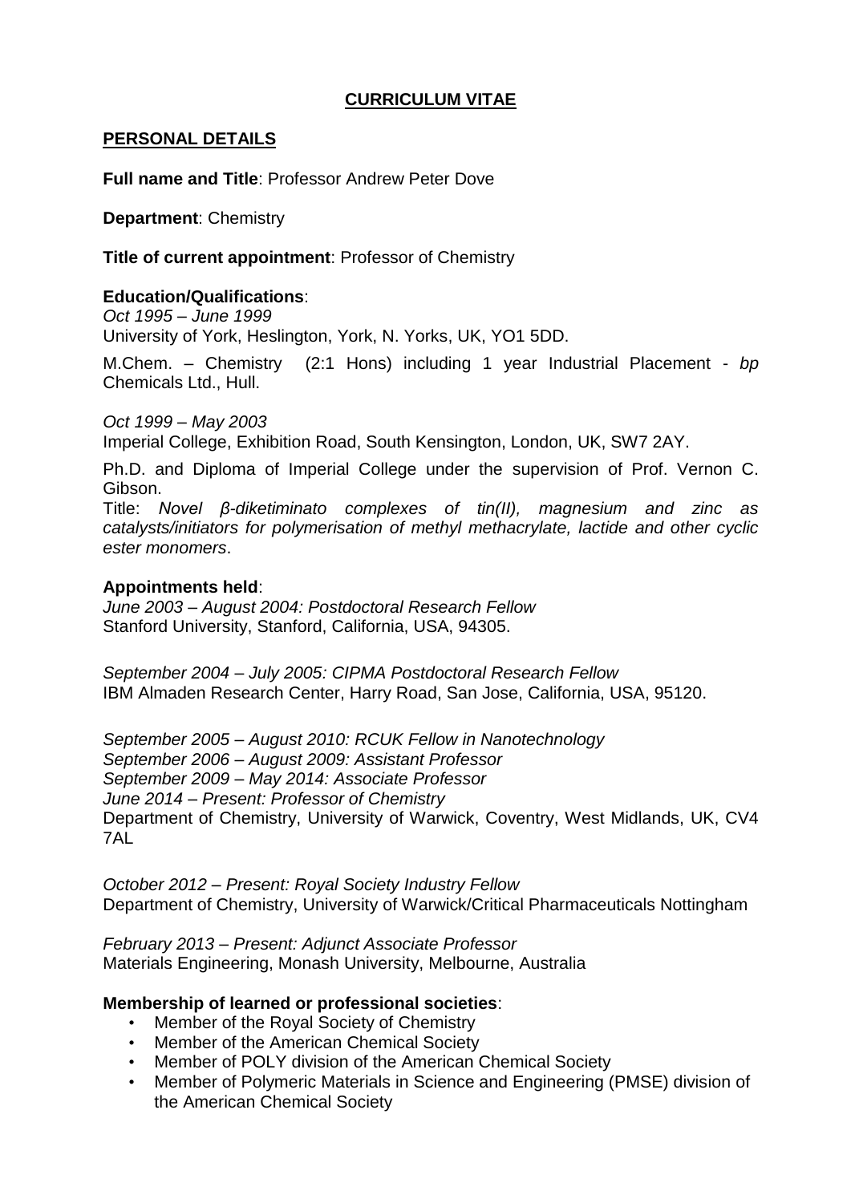# CURRICULUM VITAE

## PERSONAL DETAILS

**Full name and Title**: Professor Andrew Peter Dove

**Department**: Chemistry

**Title of current appointment**: Professor of Chemistry

**Education/Qualifications**:

*Oct 1995 – June 1999*
University of York, Heslington, York, N. Yorks, UK, YO1 5DD.

M.Chem. – Chemistry (2:1 Hons) including 1 year Industrial Placement - *bp* Chemicals Ltd., Hull.

*Oct 1999 – May 2003*
Imperial College, Exhibition Road, South Kensington, London, UK, SW7 2AY.

Ph.D. and Diploma of Imperial College under the supervision of Prof. Vernon C. Gibson.
Title: *Novel β-diketiminato complexes of tin(II), magnesium and zinc as catalysts/initiators for polymerisation of methyl methacrylate, lactide and other cyclic ester monomers*.

**Appointments held**:

*June 2003 – August 2004: Postdoctoral Research Fellow*
Stanford University, Stanford, California, USA, 94305.

*September 2004 – July 2005: CIPMA Postdoctoral Research Fellow*
IBM Almaden Research Center, Harry Road, San Jose, California, USA, 95120.

*September 2005 – August 2010: RCUK Fellow in Nanotechnology*
*September 2006 – August 2009: Assistant Professor*
*September 2009 – May 2014: Associate Professor*
*June 2014 – Present: Professor of Chemistry*
Department of Chemistry, University of Warwick, Coventry, West Midlands, UK, CV4 7AL

*October 2012 – Present: Royal Society Industry Fellow*
Department of Chemistry, University of Warwick/Critical Pharmaceuticals Nottingham

*February 2013 – Present: Adjunct Associate Professor*
Materials Engineering, Monash University, Melbourne, Australia

**Membership of learned or professional societies**:

- Member of the Royal Society of Chemistry
- Member of the American Chemical Society
- Member of POLY division of the American Chemical Society
- Member of Polymeric Materials in Science and Engineering (PMSE) division of the American Chemical Society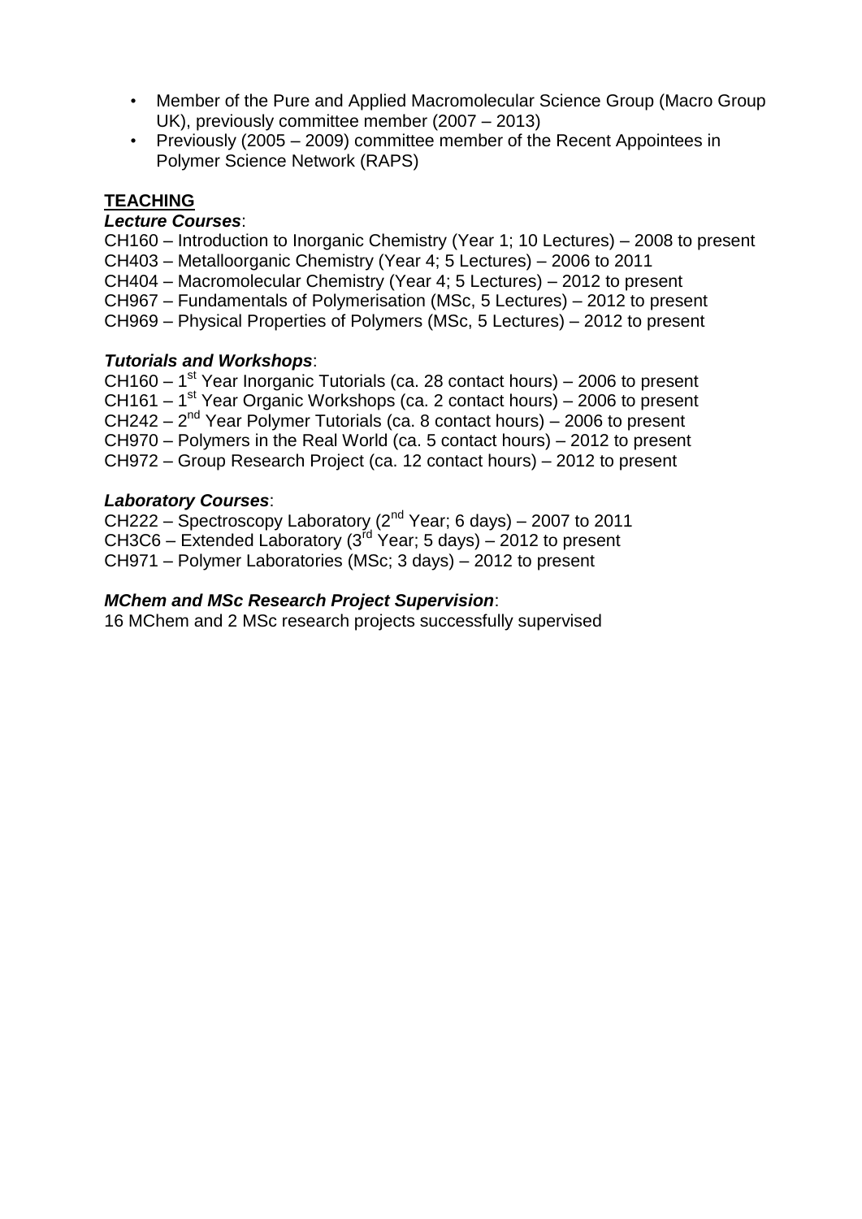- Member of the Pure and Applied Macromolecular Science Group (Macro Group UK), previously committee member (2007 – 2013)
- Previously (2005 – 2009) committee member of the Recent Appointees in Polymer Science Network (RAPS)

## TEACHING

***Lecture Courses***:

CH160 – Introduction to Inorganic Chemistry (Year 1; 10 Lectures) – 2008 to present
CH403 – Metalloorganic Chemistry (Year 4; 5 Lectures) – 2006 to 2011
CH404 – Macromolecular Chemistry (Year 4; 5 Lectures) – 2012 to present
CH967 – Fundamentals of Polymerisation (MSc, 5 Lectures) – 2012 to present
CH969 – Physical Properties of Polymers (MSc, 5 Lectures) – 2012 to present

***Tutorials and Workshops***:

CH160 – 1st Year Inorganic Tutorials (ca. 28 contact hours) – 2006 to present
CH161 – 1st Year Organic Workshops (ca. 2 contact hours) – 2006 to present
CH242 – 2nd Year Polymer Tutorials (ca. 8 contact hours) – 2006 to present
CH970 – Polymers in the Real World (ca. 5 contact hours) – 2012 to present
CH972 – Group Research Project (ca. 12 contact hours) – 2012 to present

***Laboratory Courses***:

CH222 – Spectroscopy Laboratory (2nd Year; 6 days) – 2007 to 2011
CH3C6 – Extended Laboratory (3rd Year; 5 days) – 2012 to present
CH971 – Polymer Laboratories (MSc; 3 days) – 2012 to present

***MChem and MSc Research Project Supervision***:

16 MChem and 2 MSc research projects successfully supervised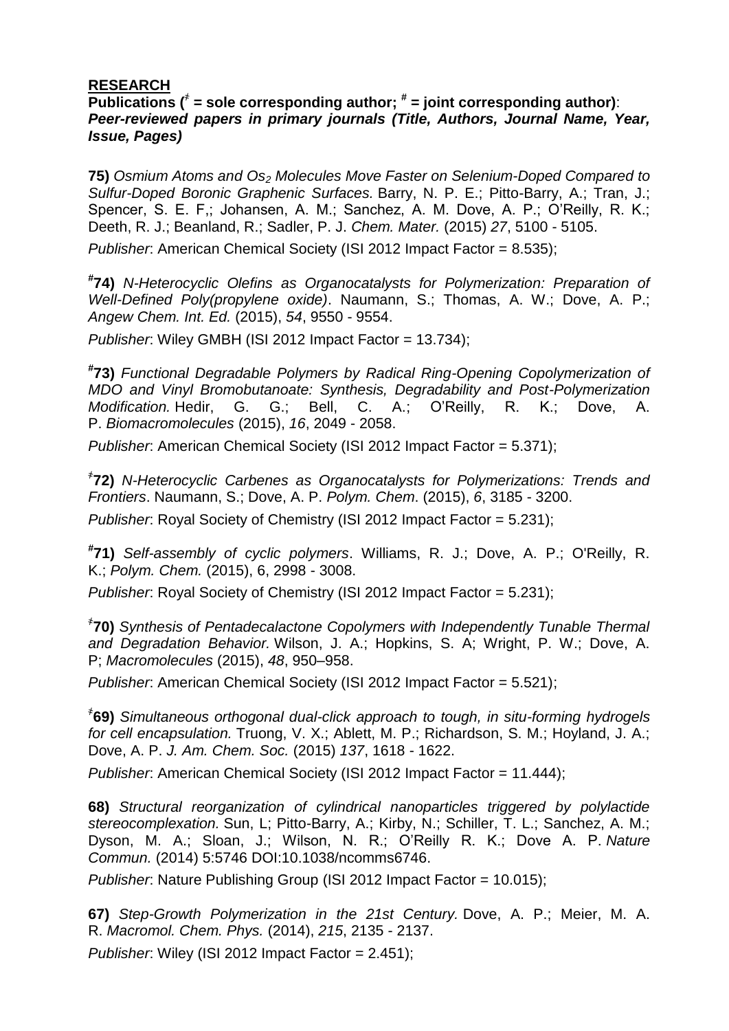**RESEARCH**

**Publications (‡ = sole corresponding author; # = joint corresponding author)**:
***Peer-reviewed papers in primary journals (Title, Authors, Journal Name, Year, Issue, Pages)***

**75)** *Osmium Atoms and $Os_2$ Molecules Move Faster on Selenium-Doped Compared to Sulfur-Doped Boronic Graphenic Surfaces.* Barry, N. P. E.; Pitto-Barry, A.; Tran, J.; Spencer, S. E. F,; Johansen, A. M.; Sanchez, A. M. Dove, A. P.; O'Reilly, R. K.; Deeth, R. J.; Beanland, R.; Sadler, P. J. *Chem. Mater.* (2015) *27*, 5100 - 5105.

*Publisher*: American Chemical Society (ISI 2012 Impact Factor = 8.535);

**#74)** *N-Heterocyclic Olefins as Organocatalysts for Polymerization: Preparation of Well-Defined Poly(propylene oxide)*. Naumann, S.; Thomas, A. W.; Dove, A. P.; *Angew Chem. Int. Ed.* (2015), *54*, 9550 - 9554.

*Publisher*: Wiley GMBH (ISI 2012 Impact Factor = 13.734);

**#73)** *Functional Degradable Polymers by Radical Ring-Opening Copolymerization of MDO and Vinyl Bromobutanoate: Synthesis, Degradability and Post-Polymerization Modification.* Hedir, G. G.; Bell, C. A.; O'Reilly, R. K.; Dove, A. P. *Biomacromolecules* (2015), *16*, 2049 - 2058.

*Publisher*: American Chemical Society (ISI 2012 Impact Factor = 5.371);

**‡72)** *N-Heterocyclic Carbenes as Organocatalysts for Polymerizations: Trends and Frontiers*. Naumann, S.; Dove, A. P. *Polym. Chem*. (2015), *6*, 3185 - 3200.

*Publisher*: Royal Society of Chemistry (ISI 2012 Impact Factor = 5.231);

**#71)** *Self-assembly of cyclic polymers*. Williams, R. J.; Dove, A. P.; O'Reilly, R. K.; *Polym. Chem.* (2015), 6, 2998 - 3008.

*Publisher*: Royal Society of Chemistry (ISI 2012 Impact Factor = 5.231);

**‡70)** *Synthesis of Pentadecalactone Copolymers with Independently Tunable Thermal and Degradation Behavior.* Wilson, J. A.; Hopkins, S. A; Wright, P. W.; Dove, A. P; *Macromolecules* (2015), *48*, 950–958.

*Publisher*: American Chemical Society (ISI 2012 Impact Factor = 5.521);

**‡69)** *Simultaneous orthogonal dual-click approach to tough, in situ-forming hydrogels for cell encapsulation.* Truong, V. X.; Ablett, M. P.; Richardson, S. M.; Hoyland, J. A.; Dove, A. P. *J. Am. Chem. Soc.* (2015) *137*, 1618 - 1622.

*Publisher*: American Chemical Society (ISI 2012 Impact Factor = 11.444);

**68)** *Structural reorganization of cylindrical nanoparticles triggered by polylactide stereocomplexation.* Sun, L; Pitto-Barry, A.; Kirby, N.; Schiller, T. L.; Sanchez, A. M.; Dyson, M. A.; Sloan, J.; Wilson, N. R.; O'Reilly R. K.; Dove A. P. *Nature Commun.* (2014) 5:5746 DOI:10.1038/ncomms6746.

*Publisher*: Nature Publishing Group (ISI 2012 Impact Factor = 10.015);

**67)** *Step-Growth Polymerization in the 21st Century.* Dove, A. P.; Meier, M. A. R. *Macromol. Chem. Phys.* (2014), *215*, 2135 - 2137.

*Publisher*: Wiley (ISI 2012 Impact Factor = 2.451);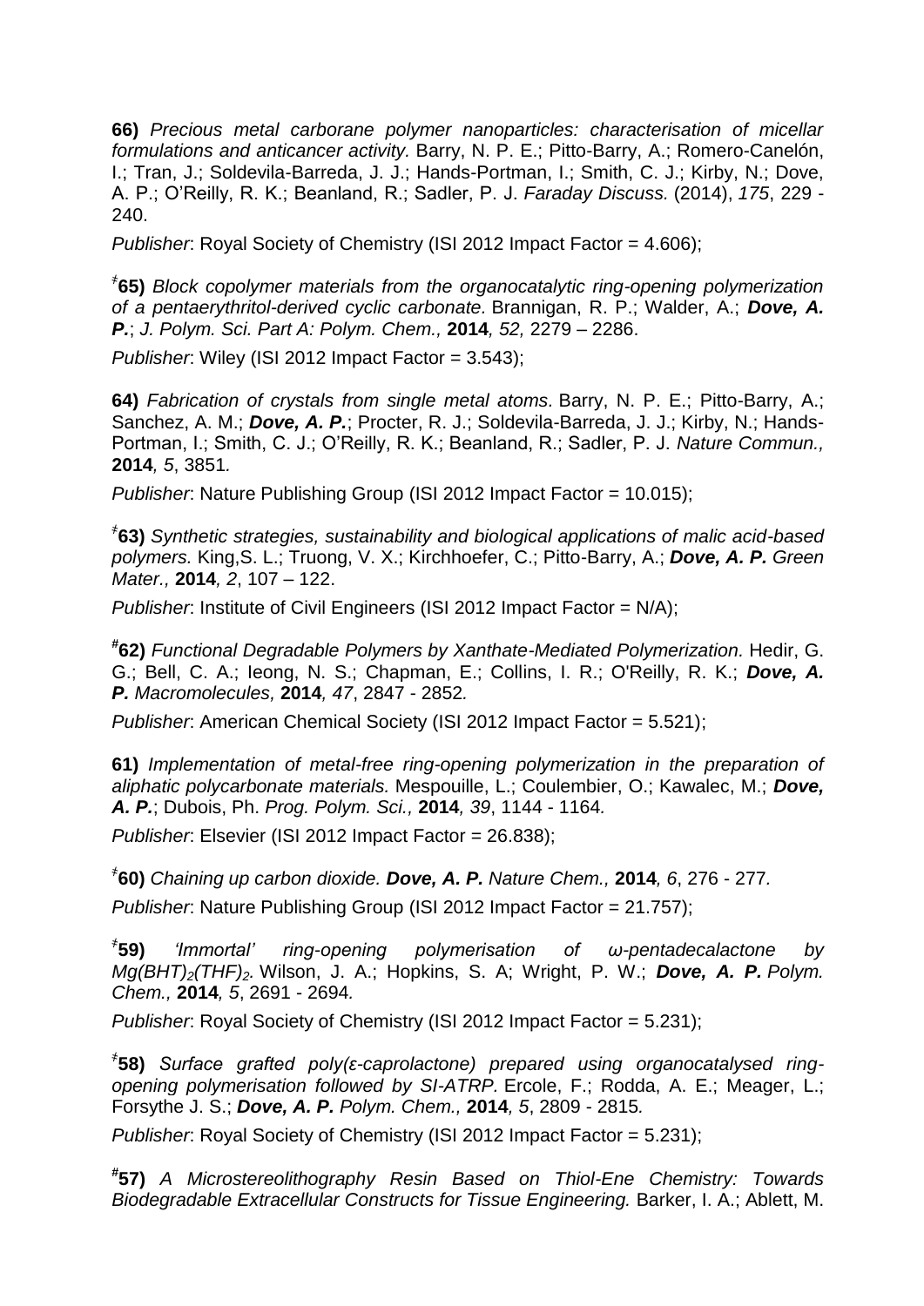**66)** *Precious metal carborane polymer nanoparticles: characterisation of micellar formulations and anticancer activity.* Barry, N. P. E.; Pitto-Barry, A.; Romero-Canelón, I.; Tran, J.; Soldevila-Barreda, J. J.; Hands-Portman, I.; Smith, C. J.; Kirby, N.; Dove, A. P.; O'Reilly, R. K.; Beanland, R.; Sadler, P. J. *Faraday Discuss.* (2014), *175*, 229 - 240.

*Publisher*: Royal Society of Chemistry (ISI 2012 Impact Factor = 4.606);

[‡]**65)** *Block copolymer materials from the organocatalytic ring-opening polymerization of a pentaerythritol-derived cyclic carbonate.* Brannigan, R. P.; Walder, A.; ***Dove, A. P.***; *J. Polym. Sci. Part A: Polym. Chem.,* **2014***, 52,* 2279 – 2286.

*Publisher*: Wiley (ISI 2012 Impact Factor = 3.543);

**64)** *Fabrication of crystals from single metal atoms.* Barry, N. P. E.; Pitto-Barry, A.; Sanchez, A. M.; ***Dove, A. P.***; Procter, R. J.; Soldevila-Barreda, J. J.; Kirby, N.; Hands-Portman, I.; Smith, C. J.; O'Reilly, R. K.; Beanland, R.; Sadler, P. J. *Nature Commun.,* **2014***, 5*, 3851*.*

*Publisher*: Nature Publishing Group (ISI 2012 Impact Factor = 10.015);

[‡]**63)** *Synthetic strategies, sustainability and biological applications of malic acid-based polymers.* King,S. L.; Truong, V. X.; Kirchhoefer, C.; Pitto-Barry, A.; ***Dove, A. P.*** *Green Mater.,* **2014***, 2*, 107 – 122.

*Publisher*: Institute of Civil Engineers (ISI 2012 Impact Factor = N/A);

[#]**62)** *Functional Degradable Polymers by Xanthate-Mediated Polymerization.* Hedir, G. G.; Bell, C. A.; Ieong, N. S.; Chapman, E.; Collins, I. R.; O'Reilly, R. K.; ***Dove, A. P.*** *Macromolecules,* **2014***, 47*, 2847 - 2852*.*

*Publisher*: American Chemical Society (ISI 2012 Impact Factor = 5.521);

**61)** *Implementation of metal-free ring-opening polymerization in the preparation of aliphatic polycarbonate materials.* Mespouille, L.; Coulembier, O.; Kawalec, M.; ***Dove, A. P.***; Dubois, Ph. *Prog. Polym. Sci.,* **2014***, 39*, 1144 - 1164*.*

*Publisher*: Elsevier (ISI 2012 Impact Factor = 26.838);

[‡]**60)** *Chaining up carbon dioxide.* ***Dove, A. P.*** *Nature Chem.,* **2014***, 6*, 276 - 277*.*

*Publisher*: Nature Publishing Group (ISI 2012 Impact Factor = 21.757);

[‡]**59)** *'Immortal' ring-opening polymerisation of ω-pentadecalactone by $Mg(BHT)_2(THF)_2$.* Wilson, J. A.; Hopkins, S. A; Wright, P. W.; ***Dove, A. P.*** *Polym. Chem.,* **2014***, 5*, 2691 - 2694*.*

*Publisher*: Royal Society of Chemistry (ISI 2012 Impact Factor = 5.231);

[‡]**58)** *Surface grafted poly(ε-caprolactone) prepared using organocatalysed ring-opening polymerisation followed by SI-ATRP.* Ercole, F.; Rodda, A. E.; Meager, L.; Forsythe J. S.; ***Dove, A. P.*** *Polym. Chem.,* **2014***, 5*, 2809 - 2815*.*

*Publisher*: Royal Society of Chemistry (ISI 2012 Impact Factor = 5.231);

[#]**57)** *A Microstereolithography Resin Based on Thiol-Ene Chemistry: Towards Biodegradable Extracellular Constructs for Tissue Engineering.* Barker, I. A.; Ablett, M.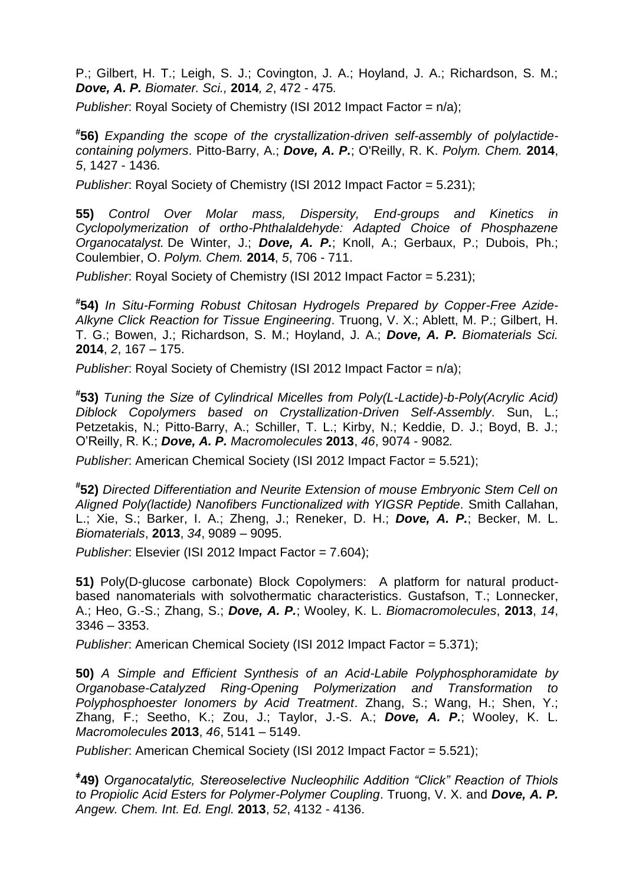P.; Gilbert, H. T.; Leigh, S. J.; Covington, J. A.; Hoyland, J. A.; Richardson, S. M.; ***Dove, A. P.*** *Biomater. Sci.,* **2014***, 2*, 472 - 475*.*

*Publisher*: Royal Society of Chemistry (ISI 2012 Impact Factor = n/a);

**[#]56)** *Expanding the scope of the crystallization-driven self-assembly of polylactide-containing polymers*. Pitto-Barry, A.; ***Dove, A. P.***; O'Reilly, R. K. *Polym. Chem.* **2014**, *5*, 1427 - 1436*.*

*Publisher*: Royal Society of Chemistry (ISI 2012 Impact Factor = 5.231);

**55)** *Control Over Molar mass, Dispersity, End-groups and Kinetics in Cyclopolymerization of ortho-Phthalaldehyde: Adapted Choice of Phosphazene Organocatalyst.* De Winter, J.; ***Dove, A. P.***; Knoll, A.; Gerbaux, P.; Dubois, Ph.; Coulembier, O. *Polym. Chem.* **2014**, *5*, 706 - 711.

*Publisher*: Royal Society of Chemistry (ISI 2012 Impact Factor = 5.231);

**[#]54)** *In Situ-Forming Robust Chitosan Hydrogels Prepared by Copper-Free Azide-Alkyne Click Reaction for Tissue Engineering*. Truong, V. X.; Ablett, M. P.; Gilbert, H. T. G.; Bowen, J.; Richardson, S. M.; Hoyland, J. A.; ***Dove, A. P.*** *Biomaterials Sci.* **2014**, *2*, 167 – 175.

*Publisher*: Royal Society of Chemistry (ISI 2012 Impact Factor = n/a);

**[#]53)** *Tuning the Size of Cylindrical Micelles from Poly(L-Lactide)-b-Poly(Acrylic Acid) Diblock Copolymers based on Crystallization-Driven Self-Assembly*. Sun, L.; Petzetakis, N.; Pitto-Barry, A.; Schiller, T. L.; Kirby, N.; Keddie, D. J.; Boyd, B. J.; O'Reilly, R. K.; ***Dove, A. P.*** *Macromolecules* **2013**, *46*, 9074 - 9082*.*

*Publisher*: American Chemical Society (ISI 2012 Impact Factor = 5.521);

**[#]52)** *Directed Differentiation and Neurite Extension of mouse Embryonic Stem Cell on Aligned Poly(lactide) Nanofibers Functionalized with YIGSR Peptide.* Smith Callahan, L.; Xie, S.; Barker, I. A.; Zheng, J.; Reneker, D. H.; ***Dove, A. P.***; Becker, M. L. *Biomaterials*, **2013**, *34*, 9089 – 9095.

*Publisher*: Elsevier (ISI 2012 Impact Factor = 7.604);

**51)** Poly(D-glucose carbonate) Block Copolymers: A platform for natural product-based nanomaterials with solvothermatic characteristics. Gustafson, T.; Lonnecker, A.; Heo, G.-S.; Zhang, S.; ***Dove, A. P.***; Wooley, K. L. *Biomacromolecules*, **2013**, *14*, 3346 – 3353.

*Publisher*: American Chemical Society (ISI 2012 Impact Factor = 5.371);

**50)** *A Simple and Efficient Synthesis of an Acid-Labile Polyphosphoramidate by Organobase-Catalyzed Ring-Opening Polymerization and Transformation to Polyphosphoester Ionomers by Acid Treatment*. Zhang, S.; Wang, H.; Shen, Y.; Zhang, F.; Seetho, K.; Zou, J.; Taylor, J.-S. A.; ***Dove, A. P.***; Wooley, K. L. *Macromolecules* **2013**, *46*, 5141 – 5149.

*Publisher*: American Chemical Society (ISI 2012 Impact Factor = 5.521);

**[ǂ]49)** *Organocatalytic, Stereoselective Nucleophilic Addition "Click" Reaction of Thiols to Propiolic Acid Esters for Polymer-Polymer Coupling*. Truong, V. X. and ***Dove, A. P.*** *Angew. Chem. Int. Ed. Engl.* **2013**, *52*, 4132 - 4136.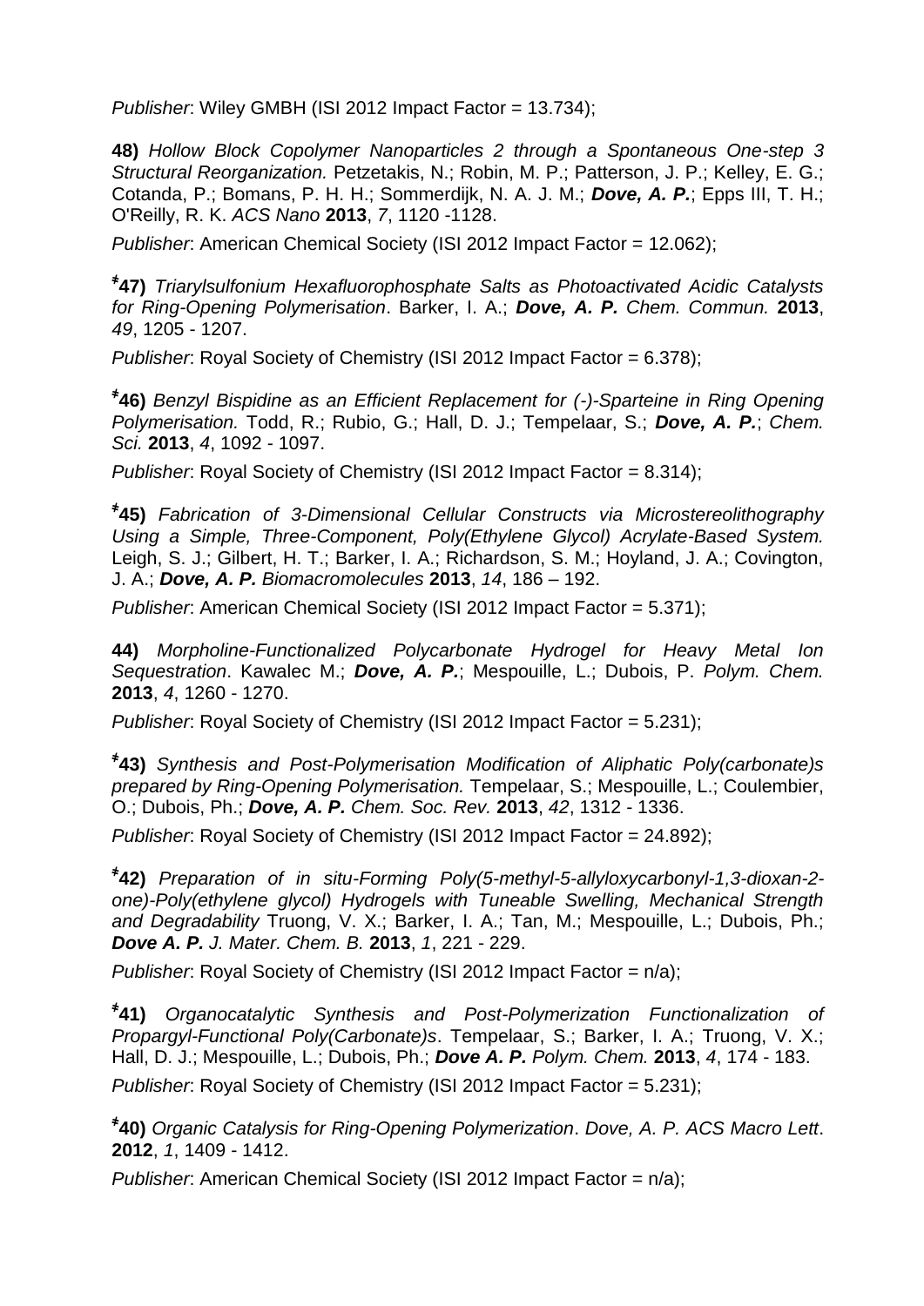*Publisher*: Wiley GMBH (ISI 2012 Impact Factor = 13.734);

**48)** *Hollow Block Copolymer Nanoparticles 2 through a Spontaneous One-step 3 Structural Reorganization.* Petzetakis, N.; Robin, M. P.; Patterson, J. P.; Kelley, E. G.; Cotanda, P.; Bomans, P. H. H.; Sommerdijk, N. A. J. M.; ***Dove, A. P.***; Epps III, T. H.; O'Reilly, R. K. *ACS Nano* **2013**, *7*, 1120 -1128.

*Publisher*: American Chemical Society (ISI 2012 Impact Factor = 12.062);

**ǂ47)** *Triarylsulfonium Hexafluorophosphate Salts as Photoactivated Acidic Catalysts for Ring-Opening Polymerisation*. Barker, I. A.; ***Dove, A. P.*** *Chem. Commun.* **2013**, *49*, 1205 - 1207.

*Publisher*: Royal Society of Chemistry (ISI 2012 Impact Factor = 6.378);

**ǂ46)** *Benzyl Bispidine as an Efficient Replacement for (-)-Sparteine in Ring Opening Polymerisation.* Todd, R.; Rubio, G.; Hall, D. J.; Tempelaar, S.; ***Dove, A. P.***; *Chem. Sci.* **2013**, *4*, 1092 - 1097.

*Publisher*: Royal Society of Chemistry (ISI 2012 Impact Factor = 8.314);

**ǂ45)** *Fabrication of 3-Dimensional Cellular Constructs via Microstereolithography Using a Simple, Three-Component, Poly(Ethylene Glycol) Acrylate-Based System.* Leigh, S. J.; Gilbert, H. T.; Barker, I. A.; Richardson, S. M.; Hoyland, J. A.; Covington, J. A.; ***Dove, A. P.*** *Biomacromolecules* **2013**, *14*, 186 – 192.

*Publisher*: American Chemical Society (ISI 2012 Impact Factor = 5.371);

**44)** *Morpholine-Functionalized Polycarbonate Hydrogel for Heavy Metal Ion Sequestration*. Kawalec M.; ***Dove, A. P.***; Mespouille, L.; Dubois, P. *Polym. Chem.* **2013**, *4*, 1260 - 1270.

*Publisher*: Royal Society of Chemistry (ISI 2012 Impact Factor = 5.231);

**ǂ43)** *Synthesis and Post-Polymerisation Modification of Aliphatic Poly(carbonate)s prepared by Ring-Opening Polymerisation.* Tempelaar, S.; Mespouille, L.; Coulembier, O.; Dubois, Ph.; ***Dove, A. P.*** *Chem. Soc. Rev.* **2013**, *42*, 1312 - 1336.

*Publisher*: Royal Society of Chemistry (ISI 2012 Impact Factor = 24.892);

**ǂ42)** *Preparation of in situ-Forming Poly(5-methyl-5-allyloxycarbonyl-1,3-dioxan-2-one)-Poly(ethylene glycol) Hydrogels with Tuneable Swelling, Mechanical Strength and Degradability* Truong, V. X.; Barker, I. A.; Tan, M.; Mespouille, L.; Dubois, Ph.; ***Dove A. P.*** *J. Mater. Chem. B.* **2013**, *1*, 221 - 229.

*Publisher*: Royal Society of Chemistry (ISI 2012 Impact Factor = n/a);

**ǂ41)** *Organocatalytic Synthesis and Post-Polymerization Functionalization of Propargyl-Functional Poly(Carbonate)s*. Tempelaar, S.; Barker, I. A.; Truong, V. X.; Hall, D. J.; Mespouille, L.; Dubois, Ph.; ***Dove A. P.*** *Polym. Chem.* **2013**, *4*, 174 - 183.

*Publisher*: Royal Society of Chemistry (ISI 2012 Impact Factor = 5.231);

**ǂ40)** *Organic Catalysis for Ring-Opening Polymerization*. *Dove, A. P. ACS Macro Lett*. **2012**, *1*, 1409 - 1412.

*Publisher*: American Chemical Society (ISI 2012 Impact Factor = n/a);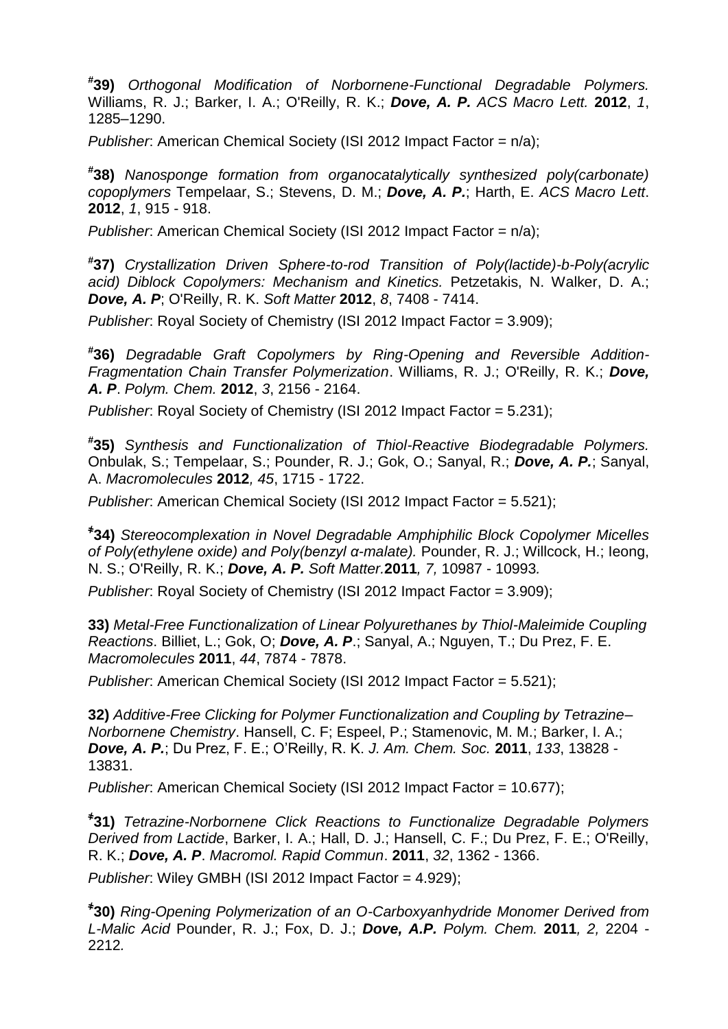[#]**39)** *Orthogonal Modification of Norbornene-Functional Degradable Polymers.* Williams, R. J.; Barker, I. A.; O'Reilly, R. K.; ***Dove, A. P.*** *ACS Macro Lett.* **2012**, *1*, 1285–1290.

*Publisher*: American Chemical Society (ISI 2012 Impact Factor = n/a);

[#]**38)** *Nanosponge formation from organocatalytically synthesized poly(carbonate) copoplymers* Tempelaar, S.; Stevens, D. M.; ***Dove, A. P.***; Harth, E. *ACS Macro Lett*. **2012**, *1*, 915 - 918.

*Publisher*: American Chemical Society (ISI 2012 Impact Factor = n/a);

[#]**37)** *Crystallization Driven Sphere-to-rod Transition of Poly(lactide)-b-Poly(acrylic acid) Diblock Copolymers: Mechanism and Kinetics.* Petzetakis, N. Walker, D. A.; ***Dove, A. P***; O'Reilly, R. K. *Soft Matter* **2012**, *8*, 7408 - 7414.

*Publisher*: Royal Society of Chemistry (ISI 2012 Impact Factor = 3.909);

[#]**36)** *Degradable Graft Copolymers by Ring-Opening and Reversible Addition-Fragmentation Chain Transfer Polymerization*. Williams, R. J.; O'Reilly, R. K.; ***Dove, A. P***. *Polym. Chem.* **2012**, *3*, 2156 - 2164.

*Publisher*: Royal Society of Chemistry (ISI 2012 Impact Factor = 5.231);

[#]**35)** *Synthesis and Functionalization of Thiol-Reactive Biodegradable Polymers.* Onbulak, S.; Tempelaar, S.; Pounder, R. J.; Gok, O.; Sanyal, R.; ***Dove, A. P.***; Sanyal, A. *Macromolecules* **2012***, 45*, 1715 - 1722.

*Publisher*: American Chemical Society (ISI 2012 Impact Factor = 5.521);

[ǂ]**34)** *Stereocomplexation in Novel Degradable Amphiphilic Block Copolymer Micelles of Poly(ethylene oxide) and Poly(benzyl α-malate).* Pounder, R. J.; Willcock, H.; Ieong, N. S.; O'Reilly, R. K.; ***Dove, A. P.*** *Soft Matter.***2011***, 7,* 10987 - 10993*.*

*Publisher*: Royal Society of Chemistry (ISI 2012 Impact Factor = 3.909);

**33)** *Metal-Free Functionalization of Linear Polyurethanes by Thiol-Maleimide Coupling Reactions*. Billiet, L.; Gok, O; ***Dove, A. P***.; Sanyal, A.; Nguyen, T.; Du Prez, F. E. *Macromolecules* **2011**, *44*, 7874 - 7878.

*Publisher*: American Chemical Society (ISI 2012 Impact Factor = 5.521);

**32)** *Additive-Free Clicking for Polymer Functionalization and Coupling by Tetrazine–Norbornene Chemistry*. Hansell, C. F; Espeel, P.; Stamenovic, M. M.; Barker, I. A.; ***Dove, A. P.***; Du Prez, F. E.; O'Reilly, R. K. *J. Am. Chem. Soc.* **2011**, *133*, 13828 - 13831.

*Publisher*: American Chemical Society (ISI 2012 Impact Factor = 10.677);

[ǂ]**31)** *Tetrazine-Norbornene Click Reactions to Functionalize Degradable Polymers Derived from Lactide*, Barker, I. A.; Hall, D. J.; Hansell, C. F.; Du Prez, F. E.; O'Reilly, R. K.; ***Dove, A. P***. *Macromol. Rapid Commun*. **2011**, *32*, 1362 - 1366.

*Publisher*: Wiley GMBH (ISI 2012 Impact Factor = 4.929);

[ǂ]**30)** *Ring-Opening Polymerization of an O-Carboxyanhydride Monomer Derived from L-Malic Acid* Pounder, R. J.; Fox, D. J.; ***Dove, A.P.*** *Polym. Chem.* **2011***, 2,* 2204 - 2212*.*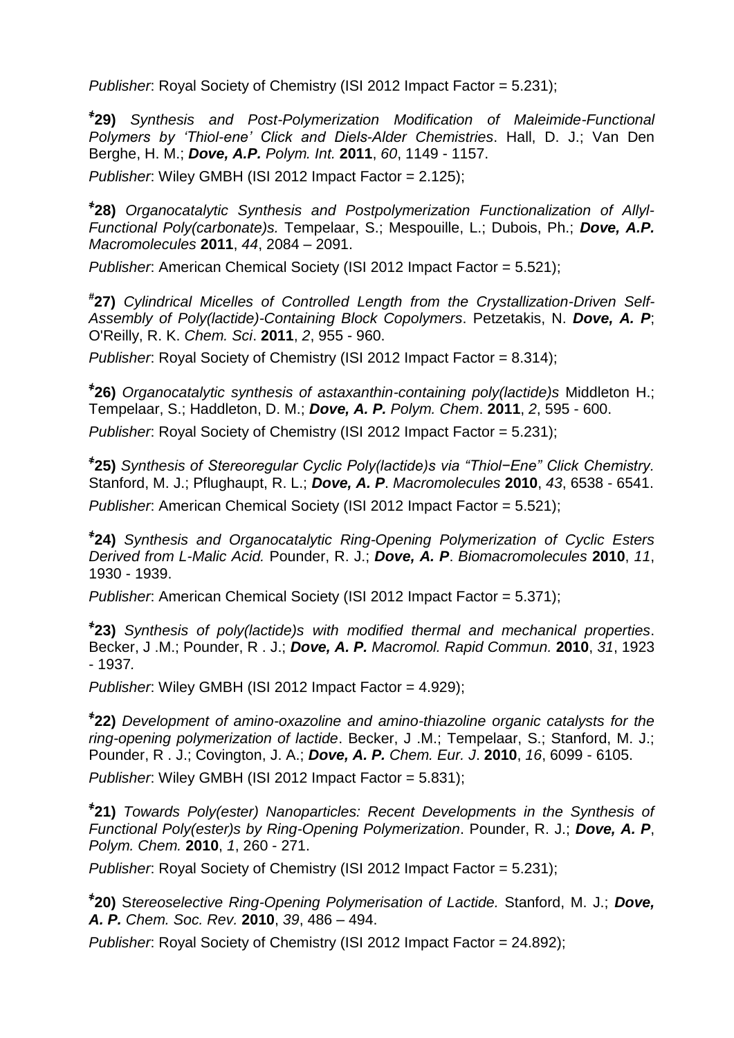*Publisher*: Royal Society of Chemistry (ISI 2012 Impact Factor = 5.231);

**[ǂ]29)** *Synthesis and Post-Polymerization Modification of Maleimide-Functional Polymers by 'Thiol-ene' Click and Diels-Alder Chemistries*. Hall, D. J.; Van Den Berghe, H. M.; ***Dove, A.P.*** *Polym. Int.* **2011**, *60*, 1149 - 1157.

*Publisher*: Wiley GMBH (ISI 2012 Impact Factor = 2.125);

**[ǂ]28)** *Organocatalytic Synthesis and Postpolymerization Functionalization of Allyl-Functional Poly(carbonate)s.* Tempelaar, S.; Mespouille, L.; Dubois, Ph.; ***Dove, A.P.*** *Macromolecules* **2011**, *44*, 2084 – 2091.

*Publisher*: American Chemical Society (ISI 2012 Impact Factor = 5.521);

**[#]27)** *Cylindrical Micelles of Controlled Length from the Crystallization-Driven Self-Assembly of Poly(lactide)-Containing Block Copolymers*. Petzetakis, N. ***Dove, A. P***; O'Reilly, R. K. *Chem. Sci*. **2011**, *2*, 955 - 960.

*Publisher*: Royal Society of Chemistry (ISI 2012 Impact Factor = 8.314);

**[ǂ]26)** *Organocatalytic synthesis of astaxanthin-containing poly(lactide)s* Middleton H.; Tempelaar, S.; Haddleton, D. M.; ***Dove, A. P.*** *Polym. Chem*. **2011**, *2*, 595 - 600.

*Publisher*: Royal Society of Chemistry (ISI 2012 Impact Factor = 5.231);

**[ǂ]25)** *Synthesis of Stereoregular Cyclic Poly(lactide)s via "Thiol−Ene" Click Chemistry.* Stanford, M. J.; Pflughaupt, R. L.; ***Dove, A. P***. *Macromolecules* **2010**, *43*, 6538 - 6541.

*Publisher*: American Chemical Society (ISI 2012 Impact Factor = 5.521);

**[ǂ]24)** *Synthesis and Organocatalytic Ring-Opening Polymerization of Cyclic Esters Derived from L-Malic Acid.* Pounder, R. J.; ***Dove, A. P***. *Biomacromolecules* **2010**, *11*, 1930 - 1939.

*Publisher*: American Chemical Society (ISI 2012 Impact Factor = 5.371);

**[ǂ]23)** *Synthesis of poly(lactide)s with modified thermal and mechanical properties*. Becker, J .M.; Pounder, R . J.; ***Dove, A. P.*** *Macromol. Rapid Commun.* **2010**, *31*, 1923 - 1937*.*

*Publisher*: Wiley GMBH (ISI 2012 Impact Factor = 4.929);

**[ǂ]22)** *Development of amino-oxazoline and amino-thiazoline organic catalysts for the ring-opening polymerization of lactide*. Becker, J .M.; Tempelaar, S.; Stanford, M. J.; Pounder, R . J.; Covington, J. A.; ***Dove, A. P.*** *Chem. Eur. J*. **2010**, *16*, 6099 - 6105.

*Publisher*: Wiley GMBH (ISI 2012 Impact Factor = 5.831);

**[ǂ]21)** *Towards Poly(ester) Nanoparticles: Recent Developments in the Synthesis of Functional Poly(ester)s by Ring-Opening Polymerization*. Pounder, R. J.; ***Dove, A. P***, *Polym. Chem.* **2010**, *1*, 260 - 271.

*Publisher*: Royal Society of Chemistry (ISI 2012 Impact Factor = 5.231);

**[ǂ]20)** S*tereoselective Ring-Opening Polymerisation of Lactide.* Stanford, M. J.; ***Dove, A. P.*** *Chem. Soc. Rev.* **2010**, *39*, 486 – 494.

*Publisher*: Royal Society of Chemistry (ISI 2012 Impact Factor = 24.892);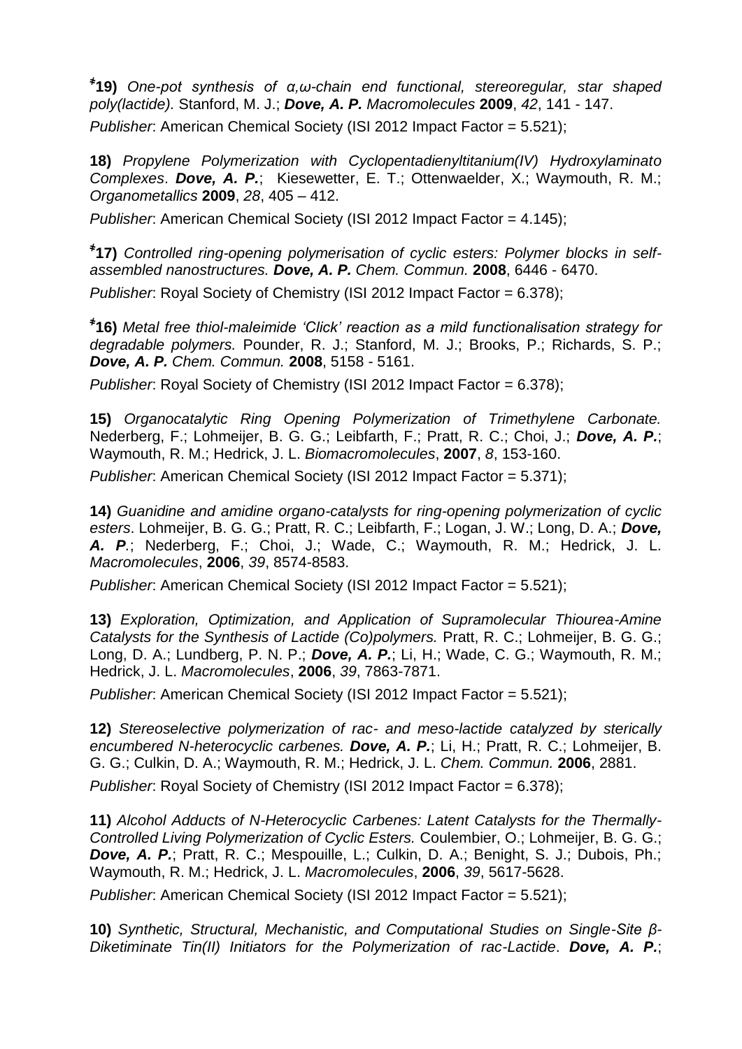**ǂ19)** *One-pot synthesis of α,ω-chain end functional, stereoregular, star shaped poly(lactide).* Stanford, M. J.; ***Dove, A. P.*** *Macromolecules* **2009**, *42*, 141 - 147.

*Publisher*: American Chemical Society (ISI 2012 Impact Factor = 5.521);

**18)** *Propylene Polymerization with Cyclopentadienyltitanium(IV) Hydroxylaminato Complexes*. ***Dove, A. P.***; Kiesewetter, E. T.; Ottenwaelder, X.; Waymouth, R. M.; *Organometallics* **2009**, *28*, 405 – 412.

*Publisher*: American Chemical Society (ISI 2012 Impact Factor = 4.145);

**ǂ17)** *Controlled ring-opening polymerisation of cyclic esters: Polymer blocks in self-assembled nanostructures.* ***Dove, A. P.*** *Chem. Commun.* **2008**, 6446 - 6470.

*Publisher*: Royal Society of Chemistry (ISI 2012 Impact Factor = 6.378);

**ǂ16)** *Metal free thiol-maleimide 'Click' reaction as a mild functionalisation strategy for degradable polymers.* Pounder, R. J.; Stanford, M. J.; Brooks, P.; Richards, S. P.; ***Dove, A. P.*** *Chem. Commun.* **2008**, 5158 - 5161.

*Publisher*: Royal Society of Chemistry (ISI 2012 Impact Factor = 6.378);

**15)** *Organocatalytic Ring Opening Polymerization of Trimethylene Carbonate.* Nederberg, F.; Lohmeijer, B. G. G.; Leibfarth, F.; Pratt, R. C.; Choi, J.; ***Dove, A. P.***; Waymouth, R. M.; Hedrick, J. L. *Biomacromolecules*, **2007**, *8*, 153-160.

*Publisher*: American Chemical Society (ISI 2012 Impact Factor = 5.371);

**14)** *Guanidine and amidine organo-catalysts for ring-opening polymerization of cyclic esters*. Lohmeijer, B. G. G.; Pratt, R. C.; Leibfarth, F.; Logan, J. W.; Long, D. A.; ***Dove, A. P.***; Nederberg, F.; Choi, J.; Wade, C.; Waymouth, R. M.; Hedrick, J. L. *Macromolecules*, **2006**, *39*, 8574-8583.

*Publisher*: American Chemical Society (ISI 2012 Impact Factor = 5.521);

**13)** *Exploration, Optimization, and Application of Supramolecular Thiourea-Amine Catalysts for the Synthesis of Lactide (Co)polymers.* Pratt, R. C.; Lohmeijer, B. G. G.; Long, D. A.; Lundberg, P. N. P.; ***Dove, A. P.***; Li, H.; Wade, C. G.; Waymouth, R. M.; Hedrick, J. L. *Macromolecules*, **2006**, *39*, 7863-7871.

*Publisher*: American Chemical Society (ISI 2012 Impact Factor = 5.521);

**12)** *Stereoselective polymerization of rac- and meso-lactide catalyzed by sterically encumbered N-heterocyclic carbenes.* ***Dove, A. P.***; Li, H.; Pratt, R. C.; Lohmeijer, B. G. G.; Culkin, D. A.; Waymouth, R. M.; Hedrick, J. L. *Chem. Commun.* **2006**, 2881.

*Publisher*: Royal Society of Chemistry (ISI 2012 Impact Factor = 6.378);

**11)** *Alcohol Adducts of N-Heterocyclic Carbenes: Latent Catalysts for the Thermally-Controlled Living Polymerization of Cyclic Esters.* Coulembier, O.; Lohmeijer, B. G. G.; ***Dove, A. P.***; Pratt, R. C.; Mespouille, L.; Culkin, D. A.; Benight, S. J.; Dubois, Ph.; Waymouth, R. M.; Hedrick, J. L. *Macromolecules*, **2006**, *39*, 5617-5628.

*Publisher*: American Chemical Society (ISI 2012 Impact Factor = 5.521);

**10)** *Synthetic, Structural, Mechanistic, and Computational Studies on Single-Site β-Diketiminate Tin(II) Initiators for the Polymerization of rac-Lactide*. ***Dove, A. P.***;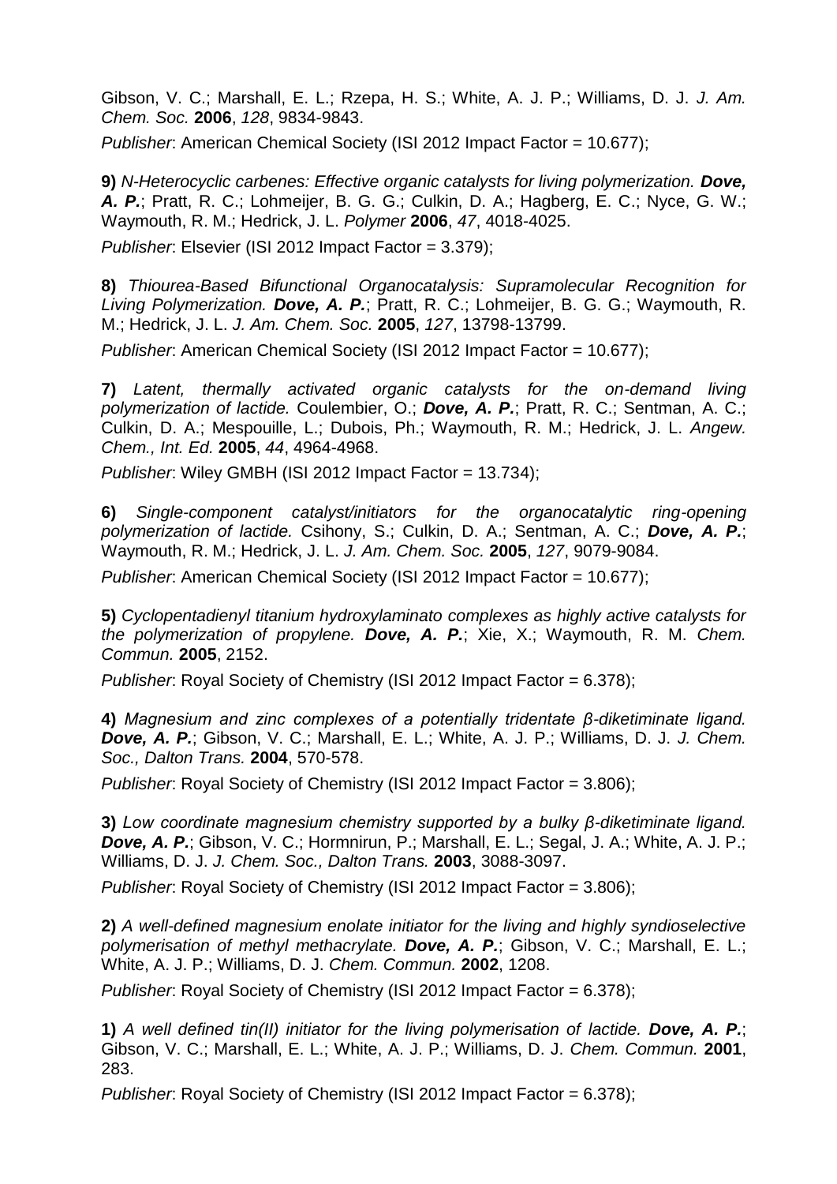Gibson, V. C.; Marshall, E. L.; Rzepa, H. S.; White, A. J. P.; Williams, D. J. *J. Am. Chem. Soc.* **2006**, *128*, 9834-9843.

*Publisher*: American Chemical Society (ISI 2012 Impact Factor = 10.677);

**9)** *N-Heterocyclic carbenes: Effective organic catalysts for living polymerization.* ***Dove, A. P.***; Pratt, R. C.; Lohmeijer, B. G. G.; Culkin, D. A.; Hagberg, E. C.; Nyce, G. W.; Waymouth, R. M.; Hedrick, J. L. *Polymer* **2006**, *47*, 4018-4025.

*Publisher*: Elsevier (ISI 2012 Impact Factor = 3.379);

**8)** *Thiourea-Based Bifunctional Organocatalysis: Supramolecular Recognition for Living Polymerization.* ***Dove, A. P.***; Pratt, R. C.; Lohmeijer, B. G. G.; Waymouth, R. M.; Hedrick, J. L. *J. Am. Chem. Soc.* **2005**, *127*, 13798-13799.

*Publisher*: American Chemical Society (ISI 2012 Impact Factor = 10.677);

**7)** *Latent, thermally activated organic catalysts for the on-demand living polymerization of lactide.* Coulembier, O.; ***Dove, A. P.***; Pratt, R. C.; Sentman, A. C.; Culkin, D. A.; Mespouille, L.; Dubois, Ph.; Waymouth, R. M.; Hedrick, J. L. *Angew. Chem., Int. Ed.* **2005**, *44*, 4964-4968.

*Publisher*: Wiley GMBH (ISI 2012 Impact Factor = 13.734);

**6)** *Single-component catalyst/initiators for the organocatalytic ring-opening polymerization of lactide.* Csihony, S.; Culkin, D. A.; Sentman, A. C.; ***Dove, A. P.***; Waymouth, R. M.; Hedrick, J. L. *J. Am. Chem. Soc.* **2005**, *127*, 9079-9084.

*Publisher*: American Chemical Society (ISI 2012 Impact Factor = 10.677);

**5)** *Cyclopentadienyl titanium hydroxylaminato complexes as highly active catalysts for the polymerization of propylene.* ***Dove, A. P.***; Xie, X.; Waymouth, R. M. *Chem. Commun.* **2005**, 2152.

*Publisher*: Royal Society of Chemistry (ISI 2012 Impact Factor = 6.378);

**4)** *Magnesium and zinc complexes of a potentially tridentate β-diketiminate ligand.* ***Dove, A. P.***; Gibson, V. C.; Marshall, E. L.; White, A. J. P.; Williams, D. J. *J. Chem. Soc., Dalton Trans.* **2004**, 570-578.

*Publisher*: Royal Society of Chemistry (ISI 2012 Impact Factor = 3.806);

**3)** *Low coordinate magnesium chemistry supported by a bulky β-diketiminate ligand.* ***Dove, A. P.***; Gibson, V. C.; Hormnirun, P.; Marshall, E. L.; Segal, J. A.; White, A. J. P.; Williams, D. J. *J. Chem. Soc., Dalton Trans.* **2003**, 3088-3097.

*Publisher*: Royal Society of Chemistry (ISI 2012 Impact Factor = 3.806);

**2)** *A well-defined magnesium enolate initiator for the living and highly syndioselective polymerisation of methyl methacrylate.* ***Dove, A. P.***; Gibson, V. C.; Marshall, E. L.; White, A. J. P.; Williams, D. J. *Chem. Commun.* **2002**, 1208.

*Publisher*: Royal Society of Chemistry (ISI 2012 Impact Factor = 6.378);

**1)** *A well defined tin(II) initiator for the living polymerisation of lactide.* ***Dove, A. P.***; Gibson, V. C.; Marshall, E. L.; White, A. J. P.; Williams, D. J. *Chem. Commun.* **2001**, 283.

*Publisher*: Royal Society of Chemistry (ISI 2012 Impact Factor = 6.378);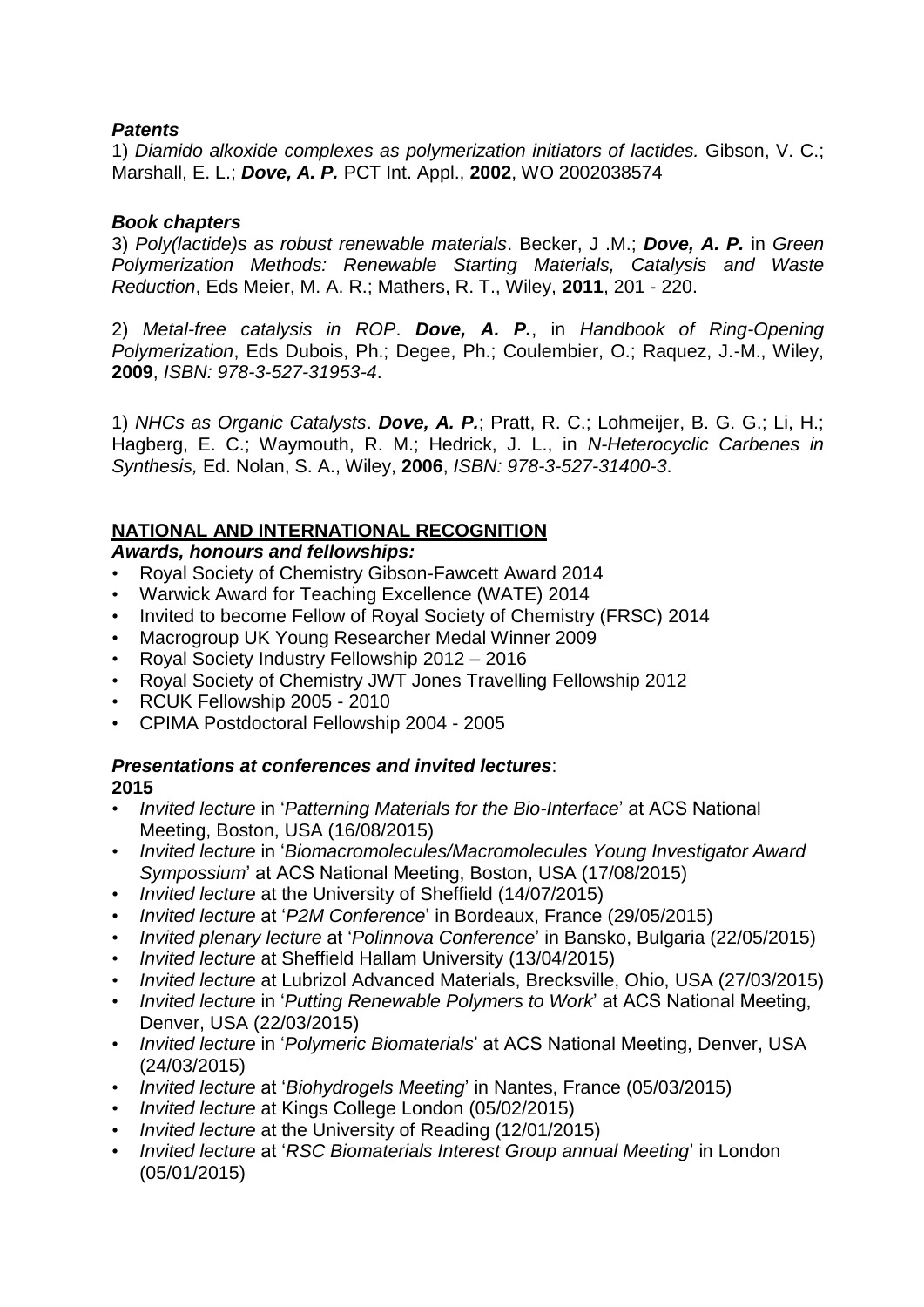### *Patents*

1) *Diamido alkoxide complexes as polymerization initiators of lactides.* Gibson, V. C.; Marshall, E. L.; ***Dove, A. P.*** PCT Int. Appl., **2002**, WO 2002038574

### *Book chapters*

3) *Poly(lactide)s as robust renewable materials*. Becker, J .M.; ***Dove, A. P.*** in *Green Polymerization Methods: Renewable Starting Materials, Catalysis and Waste Reduction*, Eds Meier, M. A. R.; Mathers, R. T., Wiley, **2011**, 201 - 220.

2) *Metal-free catalysis in ROP*. ***Dove, A. P.***, in *Handbook of Ring-Opening Polymerization*, Eds Dubois, Ph.; Degee, Ph.; Coulembier, O.; Raquez, J.-M., Wiley, **2009**, *ISBN: 978-3-527-31953-4*.

1) *NHCs as Organic Catalysts*. ***Dove, A. P.***; Pratt, R. C.; Lohmeijer, B. G. G.; Li, H.; Hagberg, E. C.; Waymouth, R. M.; Hedrick, J. L., in *N-Heterocyclic Carbenes in Synthesis,* Ed. Nolan, S. A., Wiley, **2006**, *ISBN: 978-3-527-31400-3*.

## NATIONAL AND INTERNATIONAL RECOGNITION

### *Awards, honours and fellowships:*

- Royal Society of Chemistry Gibson-Fawcett Award 2014
- Warwick Award for Teaching Excellence (WATE) 2014
- Invited to become Fellow of Royal Society of Chemistry (FRSC) 2014
- Macrogroup UK Young Researcher Medal Winner 2009
- Royal Society Industry Fellowship 2012 – 2016
- Royal Society of Chemistry JWT Jones Travelling Fellowship 2012
- RCUK Fellowship 2005 - 2010
- CPIMA Postdoctoral Fellowship 2004 - 2005

### *Presentations at conferences and invited lectures*:

**2015**

- *Invited lecture* in '*Patterning Materials for the Bio-Interface*' at ACS National Meeting, Boston, USA (16/08/2015)
- *Invited lecture* in '*Biomacromolecules/Macromolecules Young Investigator Award Sympossium*' at ACS National Meeting, Boston, USA (17/08/2015)
- *Invited lecture* at the University of Sheffield (14/07/2015)
- *Invited lecture* at '*P2M Conference*' in Bordeaux, France (29/05/2015)
- *Invited plenary lecture* at '*Polinnova Conference*' in Bansko, Bulgaria (22/05/2015)
- *Invited lecture* at Sheffield Hallam University (13/04/2015)
- *Invited lecture* at Lubrizol Advanced Materials, Brecksville, Ohio, USA (27/03/2015)
- *Invited lecture* in '*Putting Renewable Polymers to Work*' at ACS National Meeting, Denver, USA (22/03/2015)
- *Invited lecture* in '*Polymeric Biomaterials*' at ACS National Meeting, Denver, USA (24/03/2015)
- *Invited lecture* at '*Biohydrogels Meeting*' in Nantes, France (05/03/2015)
- *Invited lecture* at Kings College London (05/02/2015)
- *Invited lecture* at the University of Reading (12/01/2015)
- *Invited lecture* at '*RSC Biomaterials Interest Group annual Meeting*' in London (05/01/2015)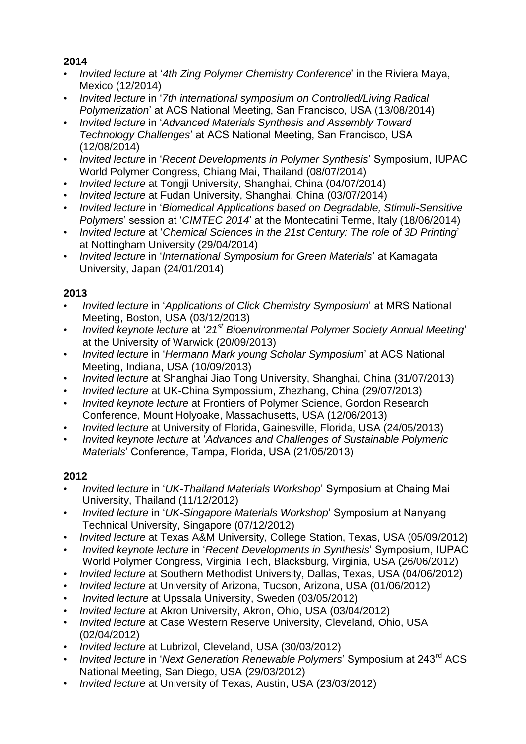**2014**

- *Invited lecture* at '*4th Zing Polymer Chemistry Conference*' in the Riviera Maya, Mexico (12/2014)
- *Invited lecture* in '*7th international symposium on Controlled/Living Radical Polymerization*' at ACS National Meeting, San Francisco, USA (13/08/2014)
- *Invited lecture* in '*Advanced Materials Synthesis and Assembly Toward Technology Challenges*' at ACS National Meeting, San Francisco, USA (12/08/2014)
- *Invited lecture* in '*Recent Developments in Polymer Synthesis*' Symposium, IUPAC World Polymer Congress, Chiang Mai, Thailand (08/07/2014)
- *Invited lecture* at Tongji University, Shanghai, China (04/07/2014)
- *Invited lecture* at Fudan University, Shanghai, China (03/07/2014)
- *Invited lecture* in '*Biomedical Applications based on Degradable, Stimuli-Sensitive Polymers*' session at '*CIMTEC 2014*' at the Montecatini Terme, Italy (18/06/2014)
- *Invited lecture* at '*Chemical Sciences in the 21st Century: The role of 3D Printing*' at Nottingham University (29/04/2014)
- *Invited lecture* in '*International Symposium for Green Materials*' at Kamagata University, Japan (24/01/2014)

**2013**

- *Invited lecture* in '*Applications of Click Chemistry Symposium*' at MRS National Meeting, Boston, USA (03/12/2013)
- *Invited keynote lecture* at '*21st Bioenvironmental Polymer Society Annual Meeting*' at the University of Warwick (20/09/2013)
- *Invited lecture* in '*Hermann Mark young Scholar Symposium*' at ACS National Meeting, Indiana, USA (10/09/2013)
- *Invited lecture* at Shanghai Jiao Tong University, Shanghai, China (31/07/2013)
- *Invited lecture* at UK-China Sympossium, Zhezhang, China (29/07/2013)
- *Invited keynote lecture* at Frontiers of Polymer Science, Gordon Research Conference, Mount Holyoake, Massachusetts, USA (12/06/2013)
- *Invited lecture* at University of Florida, Gainesville, Florida, USA (24/05/2013)
- *Invited keynote lecture* at '*Advances and Challenges of Sustainable Polymeric Materials*' Conference, Tampa, Florida, USA (21/05/2013)

**2012**

- *Invited lecture* in '*UK-Thailand Materials Workshop*' Symposium at Chaing Mai University, Thailand (11/12/2012)
- *Invited lecture* in '*UK-Singapore Materials Workshop*' Symposium at Nanyang Technical University, Singapore (07/12/2012)
- *Invited lecture* at Texas A&M University, College Station, Texas, USA (05/09/2012)
- *Invited keynote lecture* in '*Recent Developments in Synthesis*' Symposium, IUPAC World Polymer Congress, Virginia Tech, Blacksburg, Virginia, USA (26/06/2012)
- *Invited lecture* at Southern Methodist University, Dallas, Texas, USA (04/06/2012)
- *Invited lecture* at University of Arizona, Tucson, Arizona, USA (01/06/2012)
- *Invited lecture* at Upssala University, Sweden (03/05/2012)
- *Invited lecture* at Akron University, Akron, Ohio, USA (03/04/2012)
- *Invited lecture* at Case Western Reserve University, Cleveland, Ohio, USA (02/04/2012)
- *Invited lecture* at Lubrizol, Cleveland, USA (30/03/2012)
- *Invited lecture* in '*Next Generation Renewable Polymers*' Symposium at 243rd ACS National Meeting, San Diego, USA (29/03/2012)
- *Invited lecture* at University of Texas, Austin, USA (23/03/2012)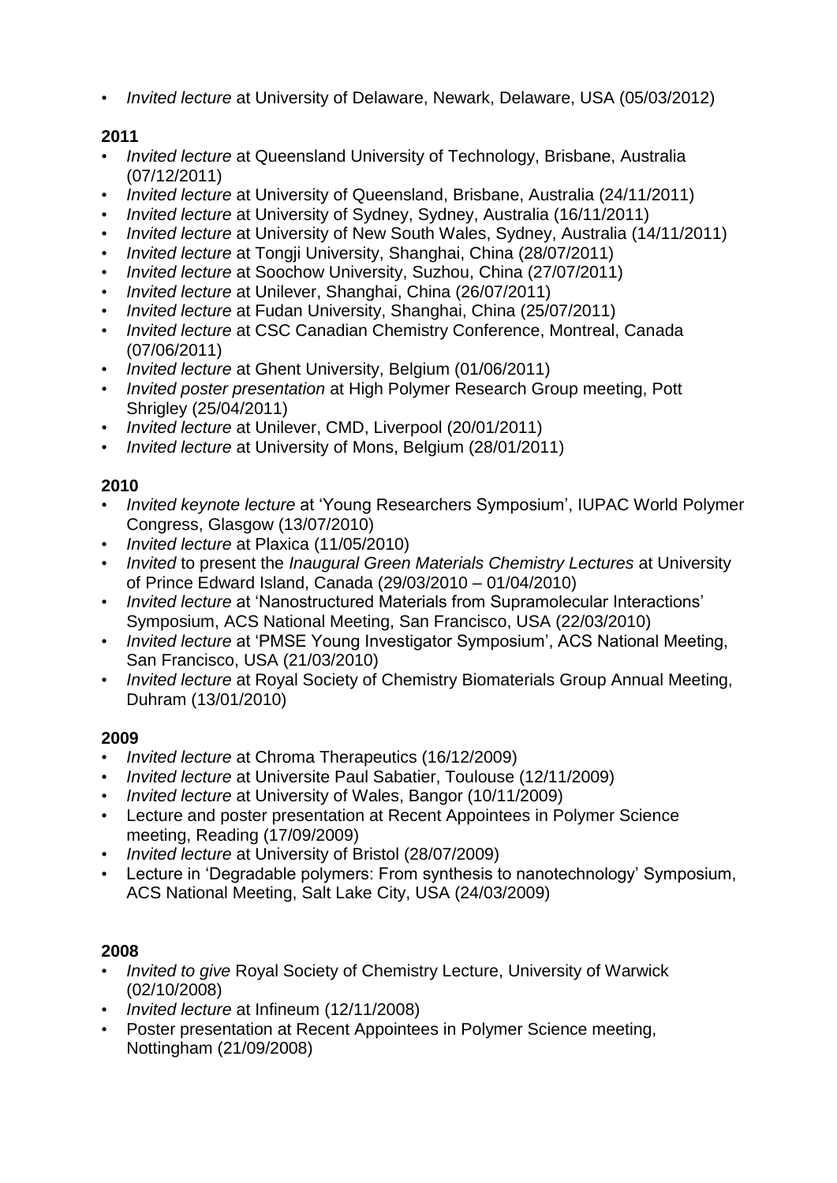- *Invited lecture* at University of Delaware, Newark, Delaware, USA (05/03/2012)

**2011**

- *Invited lecture* at Queensland University of Technology, Brisbane, Australia (07/12/2011)
- *Invited lecture* at University of Queensland, Brisbane, Australia (24/11/2011)
- *Invited lecture* at University of Sydney, Sydney, Australia (16/11/2011)
- *Invited lecture* at University of New South Wales, Sydney, Australia (14/11/2011)
- *Invited lecture* at Tongji University, Shanghai, China (28/07/2011)
- *Invited lecture* at Soochow University, Suzhou, China (27/07/2011)
- *Invited lecture* at Unilever, Shanghai, China (26/07/2011)
- *Invited lecture* at Fudan University, Shanghai, China (25/07/2011)
- *Invited lecture* at CSC Canadian Chemistry Conference, Montreal, Canada (07/06/2011)
- *Invited lecture* at Ghent University, Belgium (01/06/2011)
- *Invited poster presentation* at High Polymer Research Group meeting, Pott Shrigley (25/04/2011)
- *Invited lecture* at Unilever, CMD, Liverpool (20/01/2011)
- *Invited lecture* at University of Mons, Belgium (28/01/2011)

**2010**

- *Invited keynote lecture* at 'Young Researchers Symposium', IUPAC World Polymer Congress, Glasgow (13/07/2010)
- *Invited lecture* at Plaxica (11/05/2010)
- *Invited* to present the *Inaugural Green Materials Chemistry Lectures* at University of Prince Edward Island, Canada (29/03/2010 – 01/04/2010)
- *Invited lecture* at 'Nanostructured Materials from Supramolecular Interactions' Symposium, ACS National Meeting, San Francisco, USA (22/03/2010)
- *Invited lecture* at 'PMSE Young Investigator Symposium', ACS National Meeting, San Francisco, USA (21/03/2010)
- *Invited lecture* at Royal Society of Chemistry Biomaterials Group Annual Meeting, Duhram (13/01/2010)

**2009**

- *Invited lecture* at Chroma Therapeutics (16/12/2009)
- *Invited lecture* at Universite Paul Sabatier, Toulouse (12/11/2009)
- *Invited lecture* at University of Wales, Bangor (10/11/2009)
- Lecture and poster presentation at Recent Appointees in Polymer Science meeting, Reading (17/09/2009)
- *Invited lecture* at University of Bristol (28/07/2009)
- Lecture in 'Degradable polymers: From synthesis to nanotechnology' Symposium, ACS National Meeting, Salt Lake City, USA (24/03/2009)

**2008**

- *Invited to give* Royal Society of Chemistry Lecture, University of Warwick (02/10/2008)
- *Invited lecture* at Infineum (12/11/2008)
- Poster presentation at Recent Appointees in Polymer Science meeting, Nottingham (21/09/2008)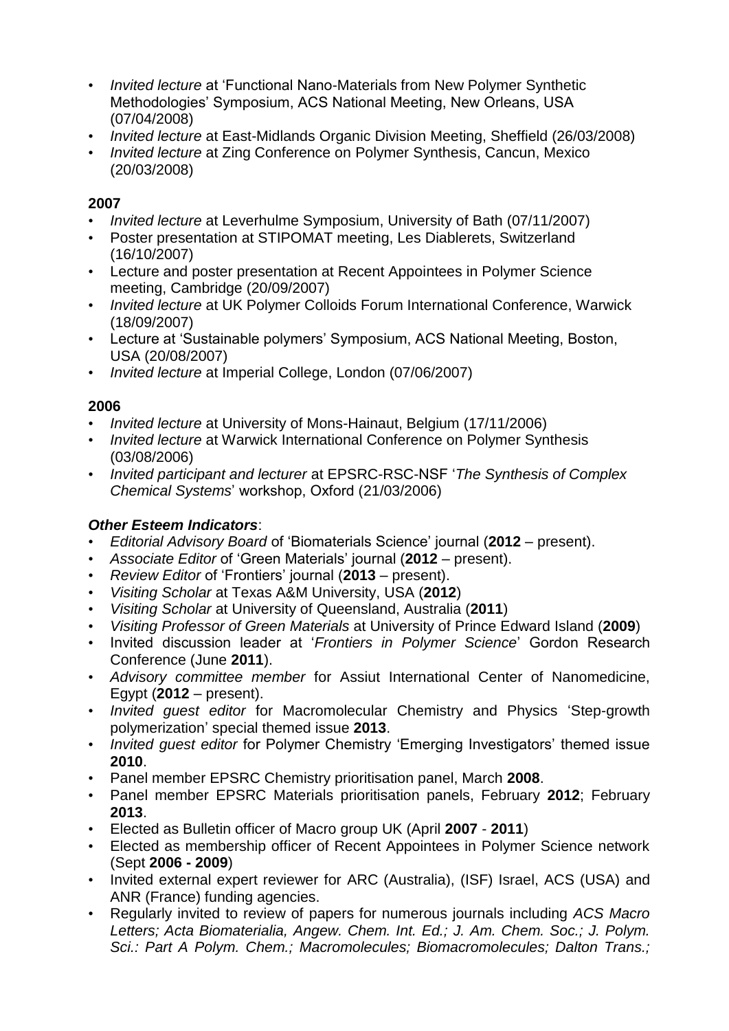- *Invited lecture* at 'Functional Nano-Materials from New Polymer Synthetic Methodologies' Symposium, ACS National Meeting, New Orleans, USA (07/04/2008)
- *Invited lecture* at East-Midlands Organic Division Meeting, Sheffield (26/03/2008)
- *Invited lecture* at Zing Conference on Polymer Synthesis, Cancun, Mexico (20/03/2008)

**2007**

- *Invited lecture* at Leverhulme Symposium, University of Bath (07/11/2007)
- Poster presentation at STIPOMAT meeting, Les Diablerets, Switzerland (16/10/2007)
- Lecture and poster presentation at Recent Appointees in Polymer Science meeting, Cambridge (20/09/2007)
- *Invited lecture* at UK Polymer Colloids Forum International Conference, Warwick (18/09/2007)
- Lecture at 'Sustainable polymers' Symposium, ACS National Meeting, Boston, USA (20/08/2007)
- *Invited lecture* at Imperial College, London (07/06/2007)

**2006**

- *Invited lecture* at University of Mons-Hainaut, Belgium (17/11/2006)
- *Invited lecture* at Warwick International Conference on Polymer Synthesis (03/08/2006)
- *Invited participant and lecturer* at EPSRC-RSC-NSF '*The Synthesis of Complex Chemical Systems*' workshop, Oxford (21/03/2006)

***Other Esteem Indicators***:

- *Editorial Advisory Board* of 'Biomaterials Science' journal (**2012** – present).
- *Associate Editor* of 'Green Materials' journal (**2012** – present).
- *Review Editor* of 'Frontiers' journal (**2013** – present).
- *Visiting Scholar* at Texas A&M University, USA (**2012**)
- *Visiting Scholar* at University of Queensland, Australia (**2011**)
- *Visiting Professor of Green Materials* at University of Prince Edward Island (**2009**)
- Invited discussion leader at '*Frontiers in Polymer Science*' Gordon Research Conference (June **2011**).
- *Advisory committee member* for Assiut International Center of Nanomedicine, Egypt (**2012** – present).
- *Invited guest editor* for Macromolecular Chemistry and Physics 'Step-growth polymerization' special themed issue **2013**.
- *Invited guest editor* for Polymer Chemistry 'Emerging Investigators' themed issue **2010**.
- Panel member EPSRC Chemistry prioritisation panel, March **2008**.
- Panel member EPSRC Materials prioritisation panels, February **2012**; February **2013**.
- Elected as Bulletin officer of Macro group UK (April **2007** - **2011**)
- Elected as membership officer of Recent Appointees in Polymer Science network (Sept **2006 - 2009**)
- Invited external expert reviewer for ARC (Australia), (ISF) Israel, ACS (USA) and ANR (France) funding agencies.
- Regularly invited to review of papers for numerous journals including *ACS Macro Letters; Acta Biomaterialia, Angew. Chem. Int. Ed.; J. Am. Chem. Soc.; J. Polym. Sci.: Part A Polym. Chem.; Macromolecules; Biomacromolecules; Dalton Trans.;*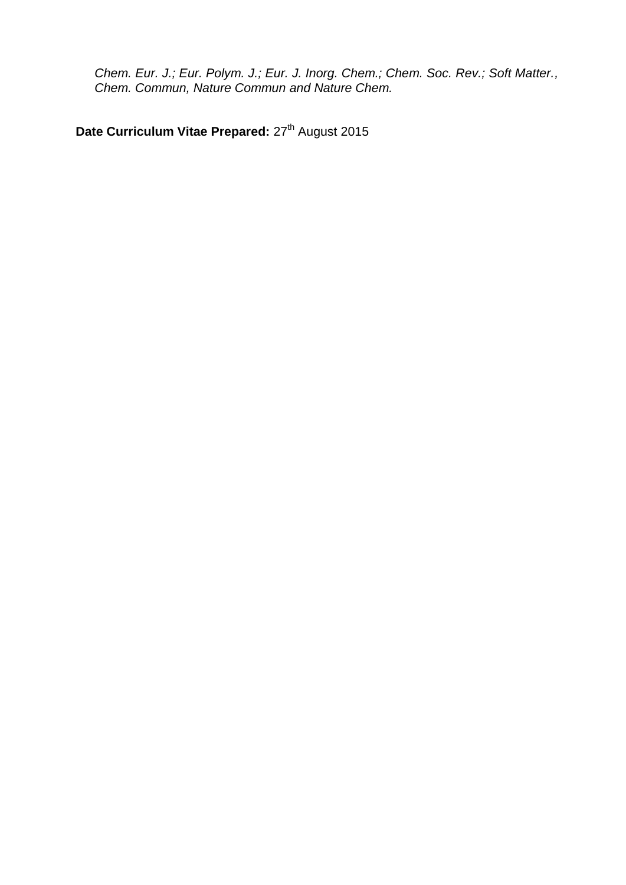*Chem. Eur. J.; Eur. Polym. J.; Eur. J. Inorg. Chem.; Chem. Soc. Rev.; Soft Matter., Chem. Commun, Nature Commun and Nature Chem.*

**Date Curriculum Vitae Prepared:** 27th August 2015